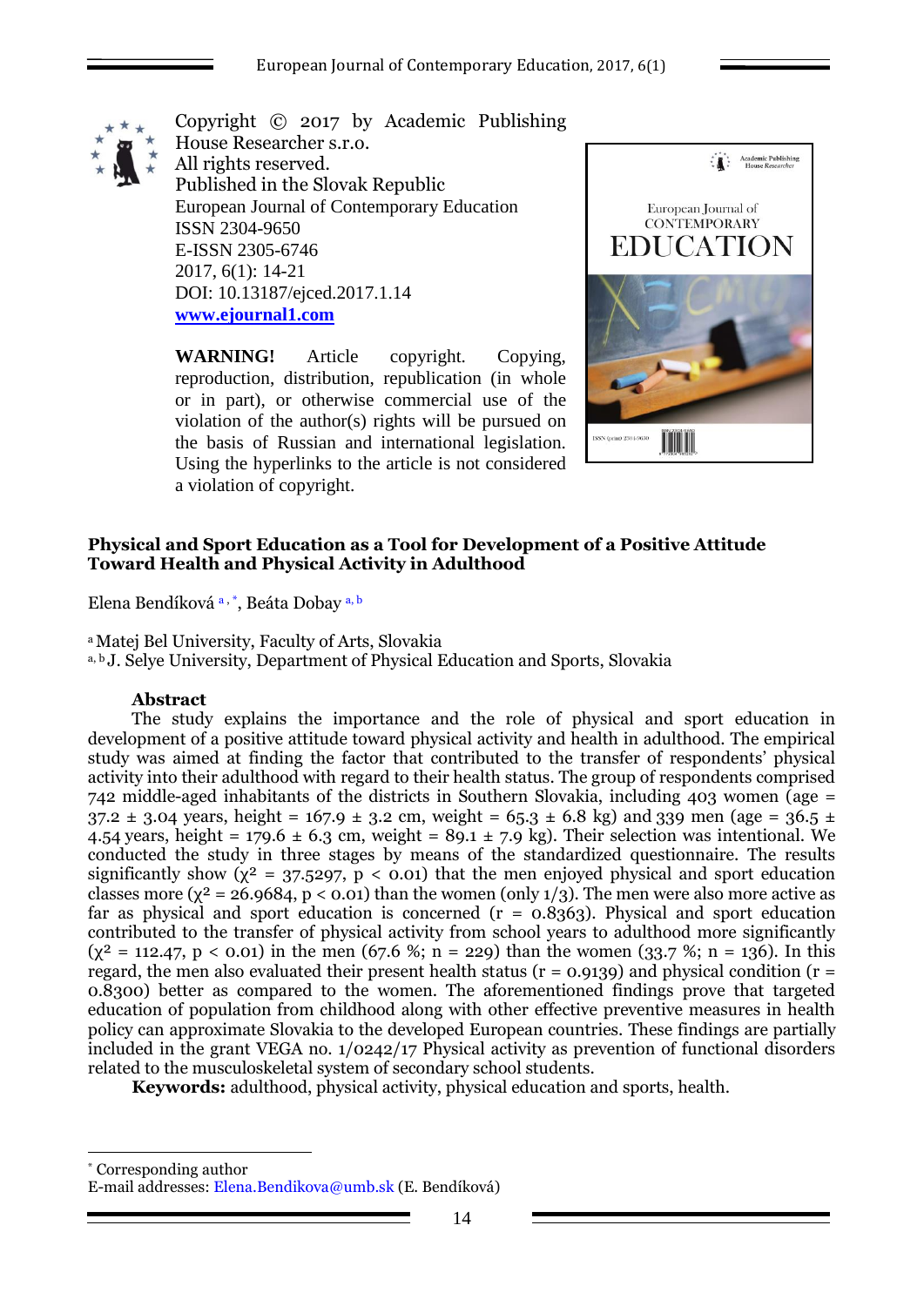Copyright © 2017 by Academic Publishing House Researcher s.r.o.
All rights reserved.
Published in the Slovak Republic
European Journal of Contemporary Education
ISSN 2304-9650
E-ISSN 2305-6746
2017, 6(1): 14-21
DOI: 10.13187/ejced.2017.1.14
**www.ejournal1.com**

**WARNING!** Article copyright. Copying, reproduction, distribution, republication (in whole or in part), or otherwise commercial use of the violation of the author(s) rights will be pursued on the basis of Russian and international legislation. Using the hyperlinks to the article is not considered a violation of copyright.

# Physical and Sport Education as a Tool for Development of a Positive Attitude Toward Health and Physical Activity in Adulthood

Elena Bendíková [a, *], Beáta Dobay [a, b]

[a] Matej Bel University, Faculty of Arts, Slovakia
[a, b] J. Selye University, Department of Physical Education and Sports, Slovakia

**Abstract**

The study explains the importance and the role of physical and sport education in development of a positive attitude toward physical activity and health in adulthood. The empirical study was aimed at finding the factor that contributed to the transfer of respondents' physical activity into their adulthood with regard to their health status. The group of respondents comprised 742 middle-aged inhabitants of the districts in Southern Slovakia, including 403 women (age = 37.2 ± 3.04 years, height = 167.9 ± 3.2 cm, weight = 65.3 ± 6.8 kg) and 339 men (age = 36.5 ± 4.54 years, height = 179.6 ± 6.3 cm, weight = 89.1 ± 7.9 kg). Their selection was intentional. We conducted the study in three stages by means of the standardized questionnaire. The results significantly show ($\chi^2$ = 37.5297, $p < 0.01$) that the men enjoyed physical and sport education classes more ($\chi^2$ = 26.9684, $p < 0.01$) than the women (only 1/3). The men were also more active as far as physical and sport education is concerned ($r$ = 0.8363). Physical and sport education contributed to the transfer of physical activity from school years to adulthood more significantly ($\chi^2$ = 112.47, $p < 0.01$) in the men (67.6 %; n = 229) than the women (33.7 %; n = 136). In this regard, the men also evaluated their present health status ($r$ = 0.9139) and physical condition ($r$ = 0.8300) better as compared to the women. The aforementioned findings prove that targeted education of population from childhood along with other effective preventive measures in health policy can approximate Slovakia to the developed European countries. These findings are partially included in the grant VEGA no. 1/0242/17 Physical activity as prevention of functional disorders related to the musculoskeletal system of secondary school students.

**Keywords:** adulthood, physical activity, physical education and sports, health.

---

[*] Corresponding author
E-mail addresses: Elena.Bendikova@umb.sk (E. Bendíková)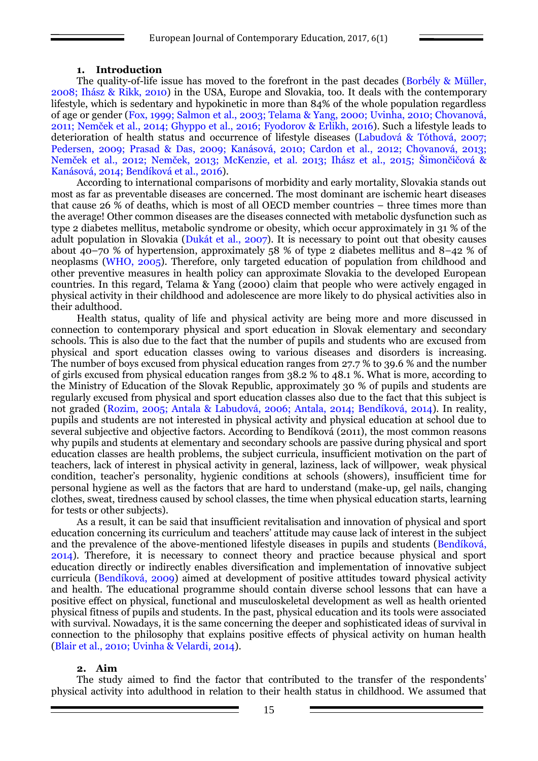## 1. Introduction

The quality-of-life issue has moved to the forefront in the past decades (Borbély & Müller, 2008; Ihász & Rikk, 2010) in the USA, Europe and Slovakia, too. It deals with the contemporary lifestyle, which is sedentary and hypokinetic in more than 84% of the whole population regardless of age or gender (Fox, 1999; Salmon et al., 2003; Telama & Yang, 2000; Uvinha, 2010; Chovanová, 2011; Nemček et al., 2014; Ghyppo et al., 2016; Fyodorov & Erlikh, 2016). Such a lifestyle leads to deterioration of health status and occurrence of lifestyle diseases (Labudová & Tóthová, 2007; Pedersen, 2009; Prasad & Das, 2009; Kanásová, 2010; Cardon et al., 2012; Chovanová, 2013; Nemček et al., 2012; Nemček, 2013; McKenzie, et al. 2013; Ihász et al., 2015; Šimončičová & Kanásová, 2014; Bendíková et al., 2016).

According to international comparisons of morbidity and early mortality, Slovakia stands out most as far as preventable diseases are concerned. The most dominant are ischemic heart diseases that cause 26 % of deaths, which is most of all OECD member countries – three times more than the average! Other common diseases are the diseases connected with metabolic dysfunction such as type 2 diabetes mellitus, metabolic syndrome or obesity, which occur approximately in 31 % of the adult population in Slovakia (Dukát et al., 2007). It is necessary to point out that obesity causes about 40–70 % of hypertension, approximately 58 % of type 2 diabetes mellitus and 8–42 % of neoplasms (WHO, 2005). Therefore, only targeted education of population from childhood and other preventive measures in health policy can approximate Slovakia to the developed European countries. In this regard, Telama & Yang (2000) claim that people who were actively engaged in physical activity in their childhood and adolescence are more likely to do physical activities also in their adulthood.

Health status, quality of life and physical activity are being more and more discussed in connection to contemporary physical and sport education in Slovak elementary and secondary schools. This is also due to the fact that the number of pupils and students who are excused from physical and sport education classes owing to various diseases and disorders is increasing. The number of boys excused from physical education ranges from 27.7 % to 39.6 % and the number of girls excused from physical education ranges from 38.2 % to 48.1 %. What is more, according to the Ministry of Education of the Slovak Republic, approximately 30 % of pupils and students are regularly excused from physical and sport education classes also due to the fact that this subject is not graded (Rozim, 2005; Antala & Labudová, 2006; Antala, 2014; Bendíková, 2014). In reality, pupils and students are not interested in physical activity and physical education at school due to several subjective and objective factors. According to Bendíková (2011), the most common reasons why pupils and students at elementary and secondary schools are passive during physical and sport education classes are health problems, the subject curricula, insufficient motivation on the part of teachers, lack of interest in physical activity in general, laziness, lack of willpower, weak physical condition, teacher's personality, hygienic conditions at schools (showers), insufficient time for personal hygiene as well as the factors that are hard to understand (make-up, gel nails, changing clothes, sweat, tiredness caused by school classes, the time when physical education starts, learning for tests or other subjects).

As a result, it can be said that insufficient revitalisation and innovation of physical and sport education concerning its curriculum and teachers' attitude may cause lack of interest in the subject and the prevalence of the above-mentioned lifestyle diseases in pupils and students (Bendíková, 2014). Therefore, it is necessary to connect theory and practice because physical and sport education directly or indirectly enables diversification and implementation of innovative subject curricula (Bendíková, 2009) aimed at development of positive attitudes toward physical activity and health. The educational programme should contain diverse school lessons that can have a positive effect on physical, functional and musculoskeletal development as well as health oriented physical fitness of pupils and students. In the past, physical education and its tools were associated with survival. Nowadays, it is the same concerning the deeper and sophisticated ideas of survival in connection to the philosophy that explains positive effects of physical activity on human health (Blair et al., 2010; Uvinha & Velardi, 2014).

## 2. Aim

The study aimed to find the factor that contributed to the transfer of the respondents' physical activity into adulthood in relation to their health status in childhood. We assumed that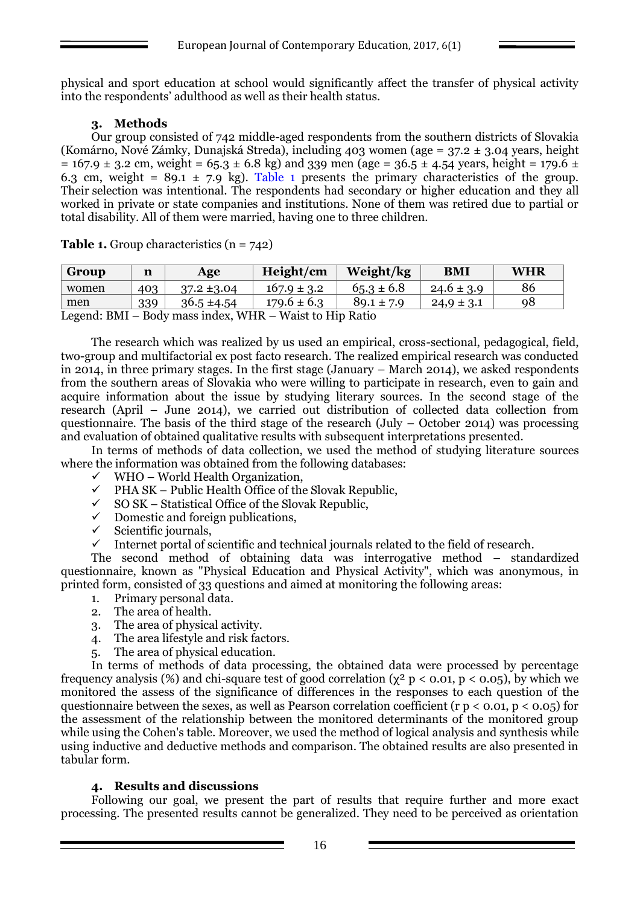physical and sport education at school would significantly affect the transfer of physical activity into the respondents' adulthood as well as their health status.

## 3. Methods

Our group consisted of 742 middle-aged respondents from the southern districts of Slovakia (Komárno, Nové Zámky, Dunajská Streda), including 403 women (age = 37.2 ± 3.04 years, height = 167.9 ± 3.2 cm, weight = 65.3 ± 6.8 kg) and 339 men (age = 36.5 ± 4.54 years, height = 179.6 ± 6.3 cm, weight = 89.1 ± 7.9 kg). Table 1 presents the primary characteristics of the group. Their selection was intentional. The respondents had secondary or higher education and they all worked in private or state companies and institutions. None of them was retired due to partial or total disability. All of them were married, having one to three children.

**Table 1.** Group characteristics (n = 742)

| Group | n | Age | Height/cm | Weight/kg | BMI | WHR |
|---|---|---|---|---|---|---|
| women | 403 | 37.2 ±3.04 | 167.9 ± 3.2 | 65.3 ± 6.8 | 24.6 ± 3.9 | 86 |
| men | 339 | 36.5 ±4.54 | 179.6 ± 6.3 | 89.1 ± 7.9 | 24,9 ± 3.1 | 98 |

Legend: BMI – Body mass index, WHR – Waist to Hip Ratio

The research which was realized by us used an empirical, cross-sectional, pedagogical, field, two-group and multifactorial ex post facto research. The realized empirical research was conducted in 2014, in three primary stages. In the first stage (January – March 2014), we asked respondents from the southern areas of Slovakia who were willing to participate in research, even to gain and acquire information about the issue by studying literary sources. In the second stage of the research (April – June 2014), we carried out distribution of collected data collection from questionnaire. The basis of the third stage of the research (July – October 2014) was processing and evaluation of obtained qualitative results with subsequent interpretations presented.

In terms of methods of data collection, we used the method of studying literature sources where the information was obtained from the following databases:

- ✓ WHO – World Health Organization,
- ✓ PHA SK – Public Health Office of the Slovak Republic,
- ✓ SO SK – Statistical Office of the Slovak Republic,
- ✓ Domestic and foreign publications,
- ✓ Scientific journals,
- ✓ Internet portal of scientific and technical journals related to the field of research.

The second method of obtaining data was interrogative method – standardized questionnaire, known as "Physical Education and Physical Activity", which was anonymous, in printed form, consisted of 33 questions and aimed at monitoring the following areas:

1. Primary personal data.
2. The area of health.
3. The area of physical activity.
4. The area lifestyle and risk factors.
5. The area of physical education.

In terms of methods of data processing, the obtained data were processed by percentage frequency analysis (%) and chi-square test of good correlation ($\chi^2$ $p < 0.01$, $p < 0.05$), by which we monitored the assess of the significance of differences in the responses to each question of the questionnaire between the sexes, as well as Pearson correlation coefficient (r $p < 0.01$, $p < 0.05$) for the assessment of the relationship between the monitored determinants of the monitored group while using the Cohen's table. Moreover, we used the method of logical analysis and synthesis while using inductive and deductive methods and comparison. The obtained results are also presented in tabular form.

## 4. Results and discussions

Following our goal, we present the part of results that require further and more exact processing. The presented results cannot be generalized. They need to be perceived as orientation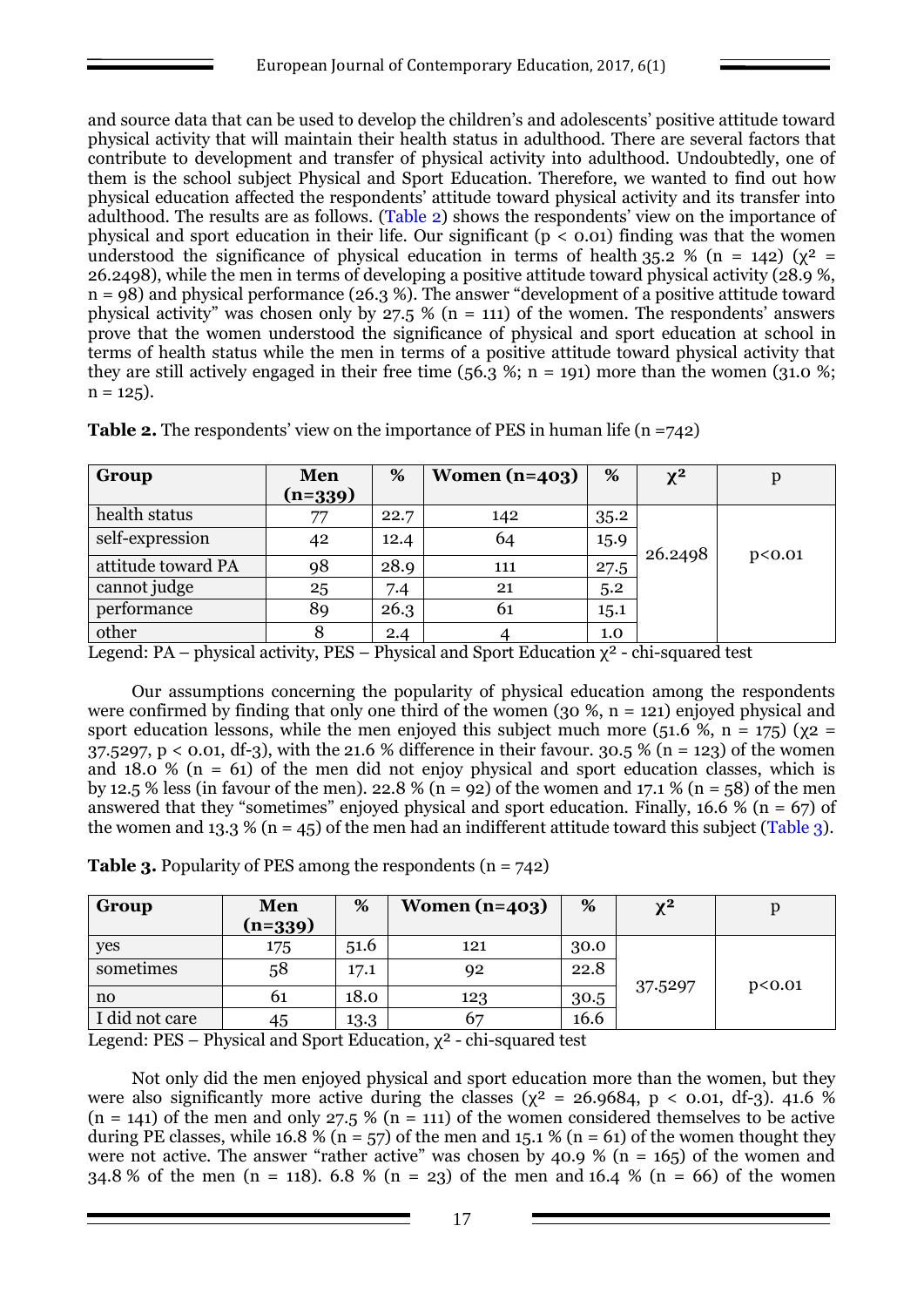and source data that can be used to develop the children's and adolescents' positive attitude toward physical activity that will maintain their health status in adulthood. There are several factors that contribute to development and transfer of physical activity into adulthood. Undoubtedly, one of them is the school subject Physical and Sport Education. Therefore, we wanted to find out how physical education affected the respondents' attitude toward physical activity and its transfer into adulthood. The results are as follows. (Table 2) shows the respondents' view on the importance of physical and sport education in their life. Our significant ($p < 0.01$) finding was that the women understood the significance of physical education in terms of health 35.2 % (n = 142) ($\chi^2$ = 26.2498), while the men in terms of developing a positive attitude toward physical activity (28.9 %, n = 98) and physical performance (26.3 %). The answer "development of a positive attitude toward physical activity" was chosen only by 27.5 % (n = 111) of the women. The respondents' answers prove that the women understood the significance of physical and sport education at school in terms of health status while the men in terms of a positive attitude toward physical activity that they are still actively engaged in their free time (56.3 %; n = 191) more than the women (31.0 %; n = 125).

**Table 2.** The respondents' view on the importance of PES in human life (n =742)

| Group | Men (n=339) | % | Women (n=403) | % | $\chi^2$ | p |
|---|---|---|---|---|---|---|
| health status | 77 | 22.7 | 142 | 35.2 | 26.2498 | p<0.01 |
| self-expression | 42 | 12.4 | 64 | 15.9 | | |
| attitude toward PA | 98 | 28.9 | 111 | 27.5 | | |
| cannot judge | 25 | 7.4 | 21 | 5.2 | | |
| performance | 89 | 26.3 | 61 | 15.1 | | |
| other | 8 | 2.4 | 4 | 1.0 | | |

Legend: PA – physical activity, PES – Physical and Sport Education $\chi^2$ - chi-squared test

Our assumptions concerning the popularity of physical education among the respondents were confirmed by finding that only one third of the women (30 %, n = 121) enjoyed physical and sport education lessons, while the men enjoyed this subject much more (51.6 %, n = 175) ($\chi^2$ = 37.5297, $p < 0.01$, df-3), with the 21.6 % difference in their favour. 30.5 % (n = 123) of the women and 18.0 % (n = 61) of the men did not enjoy physical and sport education classes, which is by 12.5 % less (in favour of the men). 22.8 % (n = 92) of the women and 17.1 % (n = 58) of the men answered that they "sometimes" enjoyed physical and sport education. Finally, 16.6 % (n = 67) of the women and 13.3 % (n = 45) of the men had an indifferent attitude toward this subject (Table 3).

**Table 3.** Popularity of PES among the respondents (n = 742)

| Group | Men (n=339) | % | Women (n=403) | % | $\chi^2$ | p |
|---|---|---|---|---|---|---|
| yes | 175 | 51.6 | 121 | 30.0 | 37.5297 | p<0.01 |
| sometimes | 58 | 17.1 | 92 | 22.8 | | |
| no | 61 | 18.0 | 123 | 30.5 | | |
| I did not care | 45 | 13.3 | 67 | 16.6 | | |

Legend: PES – Physical and Sport Education, $\chi^2$ - chi-squared test

Not only did the men enjoyed physical and sport education more than the women, but they were also significantly more active during the classes ($\chi^2$ = 26.9684, $p < 0.01$, df-3). 41.6 % (n = 141) of the men and only 27.5 % (n = 111) of the women considered themselves to be active during PE classes, while 16.8 % (n = 57) of the men and 15.1 % (n = 61) of the women thought they were not active. The answer "rather active" was chosen by 40.9 % (n = 165) of the women and 34.8 % of the men (n = 118). 6.8 % (n = 23) of the men and 16.4 % (n = 66) of the women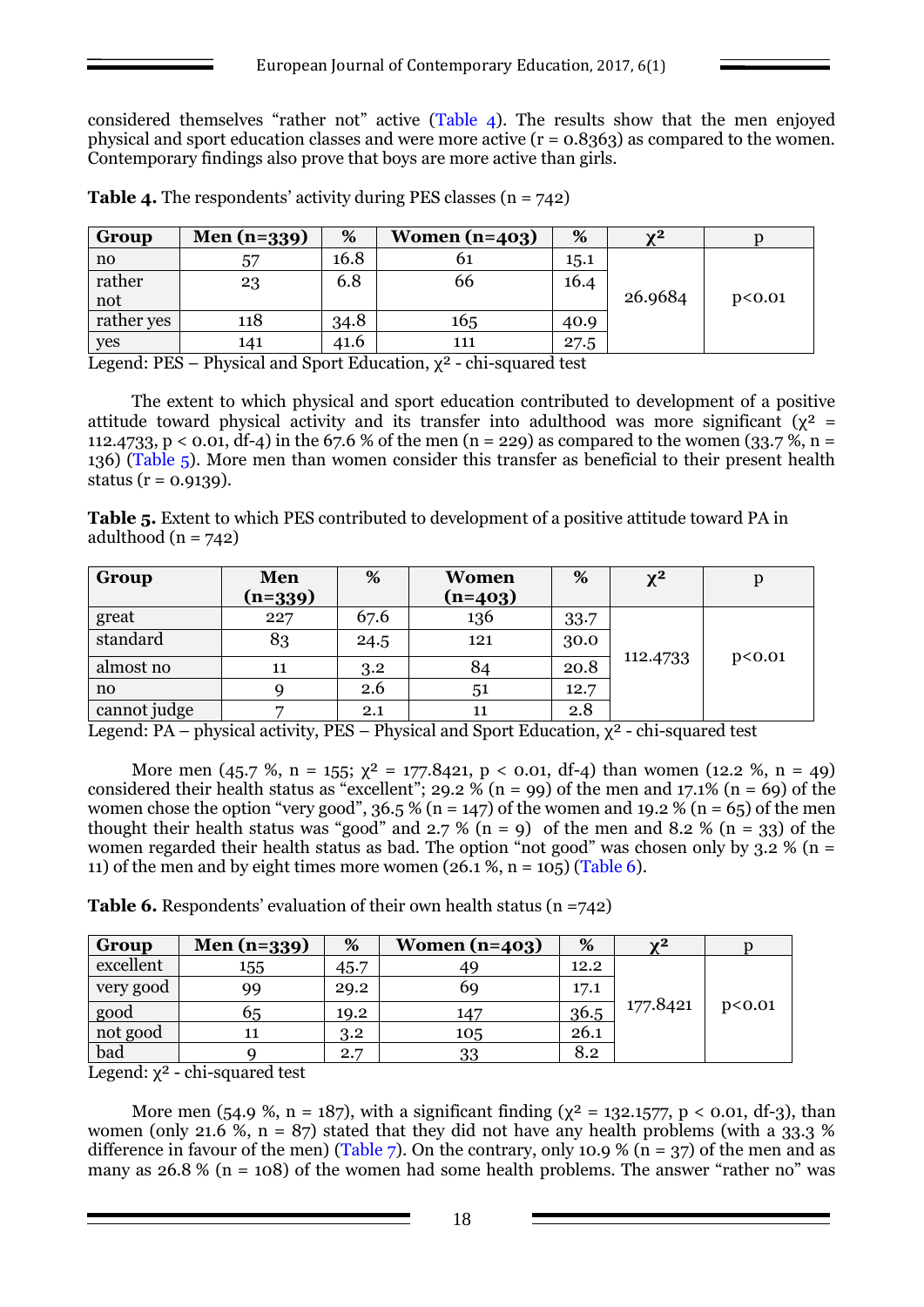considered themselves "rather not" active (Table 4). The results show that the men enjoyed physical and sport education classes and were more active (r = 0.8363) as compared to the women. Contemporary findings also prove that boys are more active than girls.

**Table 4.** The respondents' activity during PES classes (n = 742)

| Group | Men (n=339) | % | Women (n=403) | % | $\chi^2$ | p |
|---|---|---|---|---|---|---|
| no | 57 | 16.8 | 61 | 15.1 | 26.9684 | p<0.01 |
| rather not | 23 | 6.8 | 66 | 16.4 | | |
| rather yes | 118 | 34.8 | 165 | 40.9 | | |
| yes | 141 | 41.6 | 111 | 27.5 | | |

Legend: PES – Physical and Sport Education, $\chi^2$ - chi-squared test

The extent to which physical and sport education contributed to development of a positive attitude toward physical activity and its transfer into adulthood was more significant ($\chi^2$ = 112.4733, $p < 0.01$, df-4) in the 67.6 % of the men (n = 229) as compared to the women (33.7 %, n = 136) (Table 5). More men than women consider this transfer as beneficial to their present health status (r = 0.9139).

**Table 5.** Extent to which PES contributed to development of a positive attitude toward PA in adulthood (n = 742)

| Group | Men (n=339) | % | Women (n=403) | % | $\chi^2$ | p |
|---|---|---|---|---|---|---|
| great | 227 | 67.6 | 136 | 33.7 | 112.4733 | p<0.01 |
| standard | 83 | 24.5 | 121 | 30.0 | | |
| almost no | 11 | 3.2 | 84 | 20.8 | | |
| no | 9 | 2.6 | 51 | 12.7 | | |
| cannot judge | 7 | 2.1 | 11 | 2.8 | | |

Legend: PA – physical activity, PES – Physical and Sport Education, $\chi^2$ - chi-squared test

More men (45.7 %, n = 155; $\chi^2$ = 177.8421, $p < 0.01$, df-4) than women (12.2 %, n = 49) considered their health status as "excellent"; 29.2 % (n = 99) of the men and 17.1% (n = 69) of the women chose the option "very good", 36.5 % (n = 147) of the women and 19.2 % (n = 65) of the men thought their health status was "good" and 2.7 % (n = 9) of the men and 8.2 % (n = 33) of the women regarded their health status as bad. The option "not good" was chosen only by 3.2 % (n = 11) of the men and by eight times more women (26.1 %, n = 105) (Table 6).

**Table 6.** Respondents' evaluation of their own health status (n =742)

| Group | Men (n=339) | % | Women (n=403) | % | $\chi^2$ | p |
|---|---|---|---|---|---|---|
| excellent | 155 | 45.7 | 49 | 12.2 | 177.8421 | p<0.01 |
| very good | 99 | 29.2 | 69 | 17.1 | | |
| good | 65 | 19.2 | 147 | 36.5 | | |
| not good | 11 | 3.2 | 105 | 26.1 | | |
| bad | 9 | 2.7 | 33 | 8.2 | | |

Legend: $\chi^2$ - chi-squared test

More men (54.9 %, n = 187), with a significant finding ($\chi^2$ = 132.1577, $p < 0.01$, df-3), than women (only 21.6 %, n = 87) stated that they did not have any health problems (with a 33.3 % difference in favour of the men) (Table 7). On the contrary, only 10.9 % (n = 37) of the men and as many as 26.8 % (n = 108) of the women had some health problems. The answer "rather no" was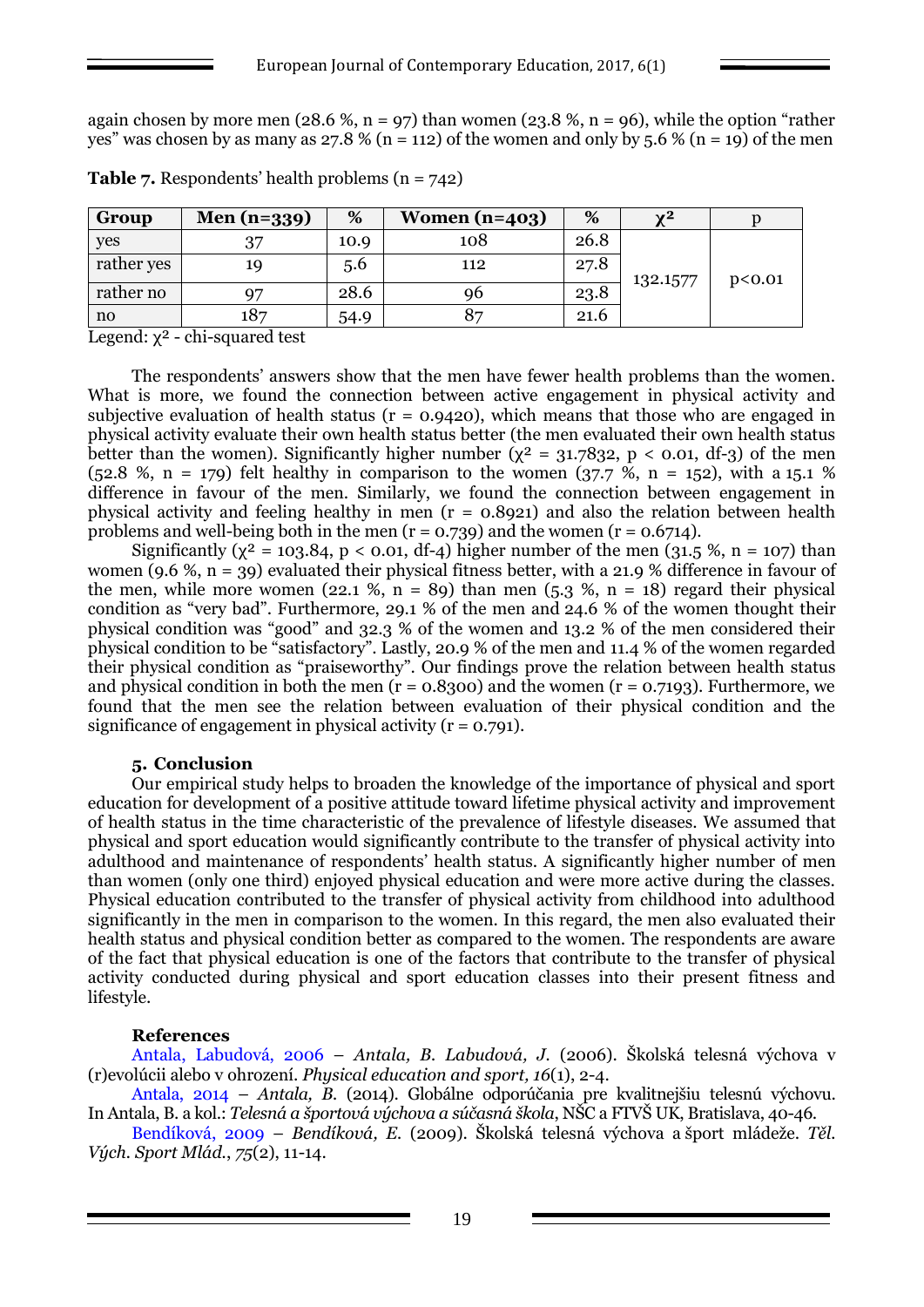again chosen by more men (28.6 %, n = 97) than women (23.8 %, n = 96), while the option "rather yes" was chosen by as many as 27.8 % (n = 112) of the women and only by 5.6 % (n = 19) of the men

**Table 7.** Respondents' health problems (n = 742)

| Group | Men (n=339) | % | Women (n=403) | % | $\chi^2$ | p |
|---|---|---|---|---|---|---|
| yes | 37 | 10.9 | 108 | 26.8 | 132.1577 | p<0.01 |
| rather yes | 19 | 5.6 | 112 | 27.8 | | |
| rather no | 97 | 28.6 | 96 | 23.8 | | |
| no | 187 | 54.9 | 87 | 21.6 | | |

Legend: $\chi^2$ - chi-squared test

The respondents' answers show that the men have fewer health problems than the women. What is more, we found the connection between active engagement in physical activity and subjective evaluation of health status ($r = 0.9420$), which means that those who are engaged in physical activity evaluate their own health status better (the men evaluated their own health status better than the women). Significantly higher number ($\chi^2 = 31.7832$, $p < 0.01$, df-3) of the men (52.8 %, n = 179) felt healthy in comparison to the women (37.7 %, n = 152), with a 15.1 % difference in favour of the men. Similarly, we found the connection between engagement in physical activity and feeling healthy in men ($r = 0.8921$) and also the relation between health problems and well-being both in the men ($r = 0.739$) and the women ($r = 0.6714$).

Significantly ($\chi^2 = 103.84$, $p < 0.01$, df-4) higher number of the men (31.5 %, n = 107) than women (9.6 %, n = 39) evaluated their physical fitness better, with a 21.9 % difference in favour of the men, while more women (22.1 %, n = 89) than men (5.3 %, n = 18) regard their physical condition as "very bad". Furthermore, 29.1 % of the men and 24.6 % of the women thought their physical condition was "good" and 32.3 % of the women and 13.2 % of the men considered their physical condition to be "satisfactory". Lastly, 20.9 % of the men and 11.4 % of the women regarded their physical condition as "praiseworthy". Our findings prove the relation between health status and physical condition in both the men ($r = 0.8300$) and the women ($r = 0.7193$). Furthermore, we found that the men see the relation between evaluation of their physical condition and the significance of engagement in physical activity ($r = 0.791$).

## 5. Conclusion

Our empirical study helps to broaden the knowledge of the importance of physical and sport education for development of a positive attitude toward lifetime physical activity and improvement of health status in the time characteristic of the prevalence of lifestyle diseases. We assumed that physical and sport education would significantly contribute to the transfer of physical activity into adulthood and maintenance of respondents' health status. A significantly higher number of men than women (only one third) enjoyed physical education and were more active during the classes. Physical education contributed to the transfer of physical activity from childhood into adulthood significantly in the men in comparison to the women. In this regard, the men also evaluated their health status and physical condition better as compared to the women. The respondents are aware of the fact that physical education is one of the factors that contribute to the transfer of physical activity conducted during physical and sport education classes into their present fitness and lifestyle.

## References

Antala, Labudová, 2006 – *Antala, B. Labudová, J.* (2006). Školská telesná výchova v (r)evolúcii alebo v ohrození. *Physical education and sport, 16*(1), 2-4.

Antala, 2014 – *Antala, B.* (2014). Globálne odporúčania pre kvalitnejšiu telesnú výchovu. In Antala, B. a kol.: *Telesná a športová výchova a súčasná škola*, NŠC a FTVŠ UK, Bratislava, 40-46.

Bendíková, 2009 – *Bendíková, E.* (2009). Školská telesná výchova a šport mládeže. *Těl. Vých. Sport Mlád.*, *75*(2), 11-14.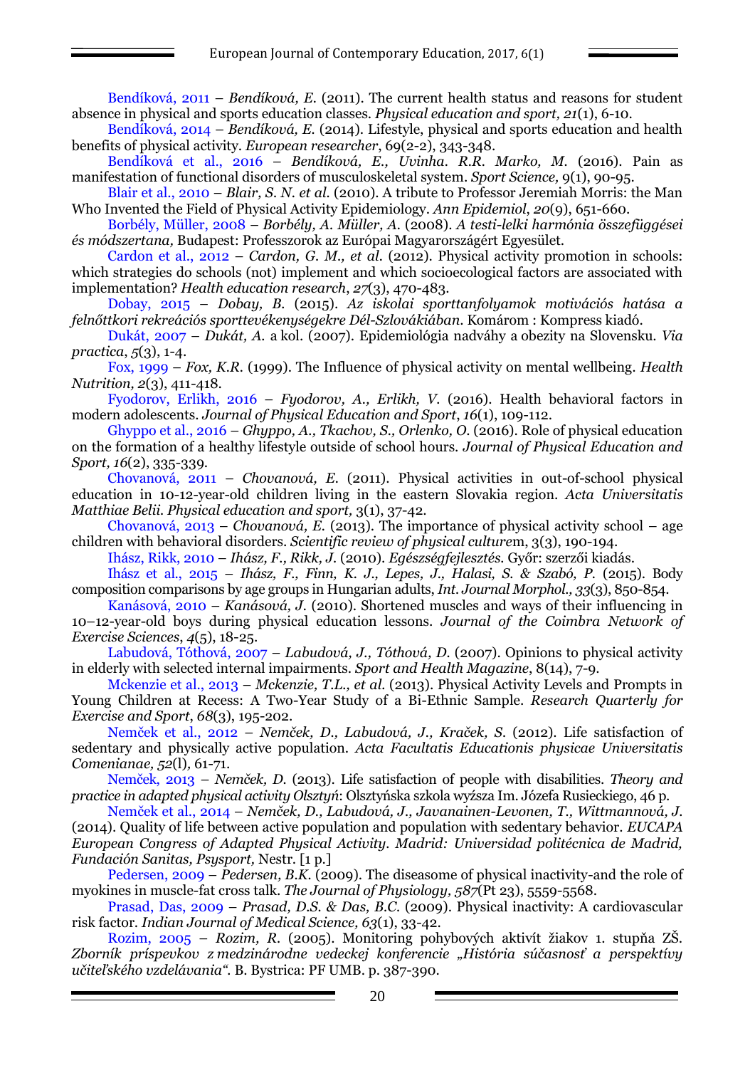Bendíková, 2011 – *Bendíková, E.* (2011). The current health status and reasons for student absence in physical and sports education classes. *Physical education and sport, 21*(1), 6-10.

Bendíková, 2014 – *Bendíková, E.* (2014). Lifestyle, physical and sports education and health benefits of physical activity. *European researcher*, 69(2-2), 343-348.

Bendíková et al., 2016 – *Bendíková, E., Uvinha. R.R. Marko, M.* (2016). Pain as manifestation of functional disorders of musculoskeletal system. *Sport Science,* 9(1), 90-95.

Blair et al., 2010 – *Blair, S. N. et al.* (2010). A tribute to Professor Jeremiah Morris: the Man Who Invented the Field of Physical Activity Epidemiology. *Ann Epidemiol*, *20*(9), 651-660.

Borbély, Müller, 2008 – *Borbély, A. Müller, A.* (2008). *A testi-lelki harmónia összefüggései és módszertana,* Budapest: Professzorok az Európai Magyarországért Egyesület.

Cardon et al., 2012 – *Cardon, G. M., et al.* (2012). Physical activity promotion in schools: which strategies do schools (not) implement and which socioecological factors are associated with implementation? *Health education research*, *27*(3), 470-483.

Dobay, 2015 – *Dobay, B.* (2015). *Az iskolai sporttanfolyamok motivációs hatása a felnőttkori rekreációs sporttevékenységekre Dél-Szlovákiában.* Komárom : Kompress kiadó.

Dukát, 2007 – *Dukát, A.* a kol. (2007). Epidemiológia nadváhy a obezity na Slovensku. *Via practica*, *5*(3), 1-4.

Fox, 1999 – *Fox, K.R.* (1999). The Influence of physical activity on mental wellbeing. *Health Nutrition, 2*(3), 411-418.

Fyodorov, Erlikh, 2016 – *Fyodorov, A., Erlikh, V.* (2016). Health behavioral factors in modern adolescents. *Journal of Physical Education and Sport*, *16*(1), 109-112.

Ghyppo et al., 2016 – *Ghyppo, A., Tkachov, S., Orlenko, O.* (2016). Role of physical education on the formation of a healthy lifestyle outside of school hours. *Journal of Physical Education and Sport, 16*(2), 335-339.

Chovanová, 2011 – *Chovanová, E.* (2011). Physical activities in out-of-school physical education in 10-12-year-old children living in the eastern Slovakia region. *Acta Universitatis Matthiae Belii. Physical education and sport,* 3(1), 37-42.

Chovanová, 2013 – *Chovanová, E.* (2013). The importance of physical activity school – age children with behavioral disorders. *Scientific review of physical culture*m, 3(3), 190-194.

Ihász, Rikk, 2010 – *Ihász, F., Rikk, J.* (2010). *Egészségfejlesztés.* Győr: szerzői kiadás.

Ihász et al., 2015 – *Ihász, F., Finn, K. J., Lepes, J., Halasi, S. & Szabó, P.* (2015). Body composition comparisons by age groups in Hungarian adults, *Int. Journal Morphol., 33*(3), 850-854.

Kanásová, 2010 – *Kanásová, J.* (2010). Shortened muscles and ways of their influencing in 10–12-year-old boys during physical education lessons. *Journal of the Coimbra Network of Exercise Sciences*, *4*(5), 18-25.

Labudová, Tóthová, 2007 – *Labudová, J., Tóthová, D.* (2007). Opinions to physical activity in elderly with selected internal impairments. *Sport and Health Magazine*, 8(14), 7-9.

Mckenzie et al., 2013 – *Mckenzie, T.L., et al.* (2013). Physical Activity Levels and Prompts in Young Children at Recess: A Two-Year Study of a Bi-Ethnic Sample. *Research Quarterly for Exercise and Sport*, *68*(3), 195-202.

Nemček et al., 2012 – *Nemček, D., Labudová, J., Kraček, S.* (2012). Life satisfaction of sedentary and physically active population. *Acta Facultatis Educationis physicae Universitatis Comenianae, 52*(l), 61-71.

Nemček, 2013 – *Nemček, D.* (2013). Life satisfaction of people with disabilities. *Theory and practice in adapted physical activity Olsztyń*: Olsztyńska szkola wyźsza Im. Józefa Rusieckiego, 46 p.

Nemček et al., 2014 – *Nemček, D., Labudová, J., Javanainen-Levonen, T., Wittmannová, J.* (2014). Quality of life between active population and population with sedentary behavior. *EUCAPA European Congress of Adapted Physical Activity. Madrid: Universidad politécnica de Madrid, Fundación Sanitas, Psysport,* Nestr. [1 p.]

Pedersen, 2009 – *Pedersen, B.K.* (2009). The diseasome of physical inactivity-and the role of myokines in muscle-fat cross talk. *The Journal of Physiology, 587*(Pt 23), 5559-5568.

Prasad, Das, 2009 – *Prasad, D.S. & Das, B.C.* (2009). Physical inactivity: A cardiovascular risk factor. *Indian Journal of Medical Science, 63*(1), 33-42.

Rozim, 2005 – *Rozim, R.* (2005). Monitoring pohybových aktivít žiakov 1. stupňa ZŠ. *Zborník príspevkov z medzinárodne vedeckej konferencie „História súčasnosť a perspektívy učiteľského vzdelávania".* B. Bystrica: PF UMB. p. 387-390.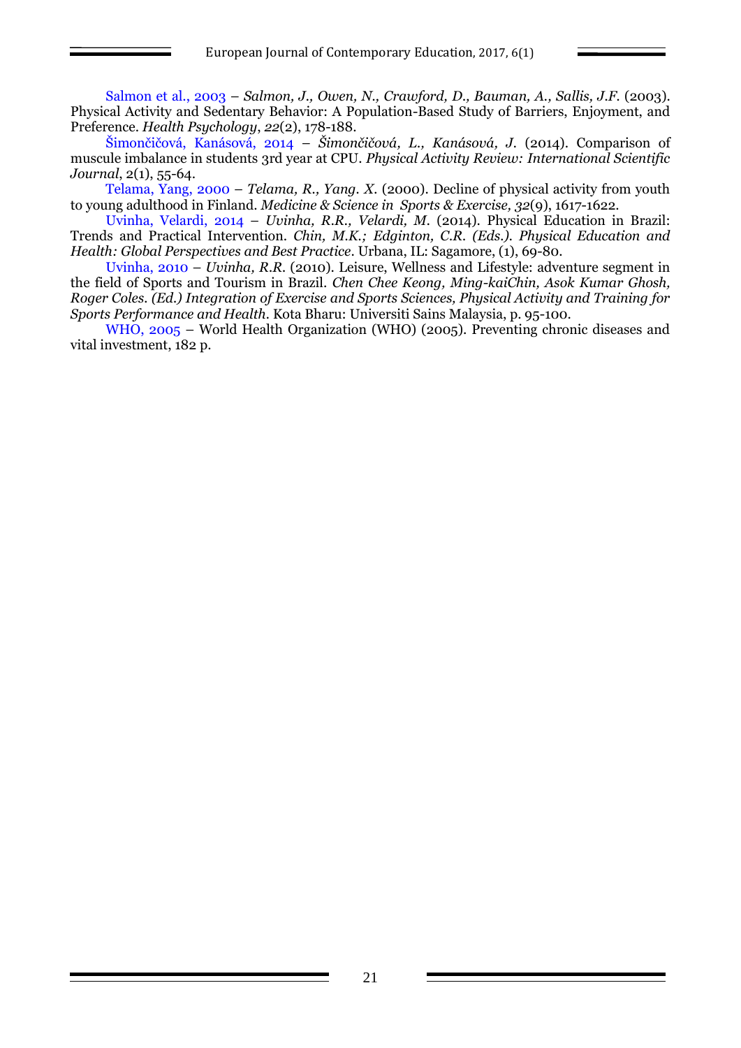Salmon et al., 2003 – *Salmon, J., Owen, N., Crawford, D., Bauman, A., Sallis, J.F.* (2003). Physical Activity and Sedentary Behavior: A Population-Based Study of Barriers, Enjoyment, and Preference. *Health Psychology*, *22*(2), 178-188.

Šimončičová, Kanásová, 2014 – *Šimončičová, L., Kanásová, J.* (2014). Comparison of muscule imbalance in students 3rd year at CPU. *Physical Activity Review: International Scientific Journal*, 2(1), 55-64.

Telama, Yang, 2000 – *Telama, R., Yang. X.* (2000). Decline of physical activity from youth to young adulthood in Finland. *Medicine & Science in Sports & Exercise, 32*(9), 1617-1622.

Uvinha, Velardi, 2014 – *Uvinha, R.R., Velardi, M.* (2014). Physical Education in Brazil: Trends and Practical Intervention. *Chin, M.K.; Edginton, C.R. (Eds.). Physical Education and Health: Global Perspectives and Best Practice*. Urbana, IL: Sagamore, (1), 69-80.

Uvinha, 2010 – *Uvinha, R.R.* (2010). Leisure, Wellness and Lifestyle: adventure segment in the field of Sports and Tourism in Brazil. *Chen Chee Keong, Ming-kaiChin, Asok Kumar Ghosh, Roger Coles. (Ed.) Integration of Exercise and Sports Sciences, Physical Activity and Training for Sports Performance and Health*. Kota Bharu: Universiti Sains Malaysia, p. 95-100.

WHO, 2005 – World Health Organization (WHO) (2005). Preventing chronic diseases and vital investment, 182 p.